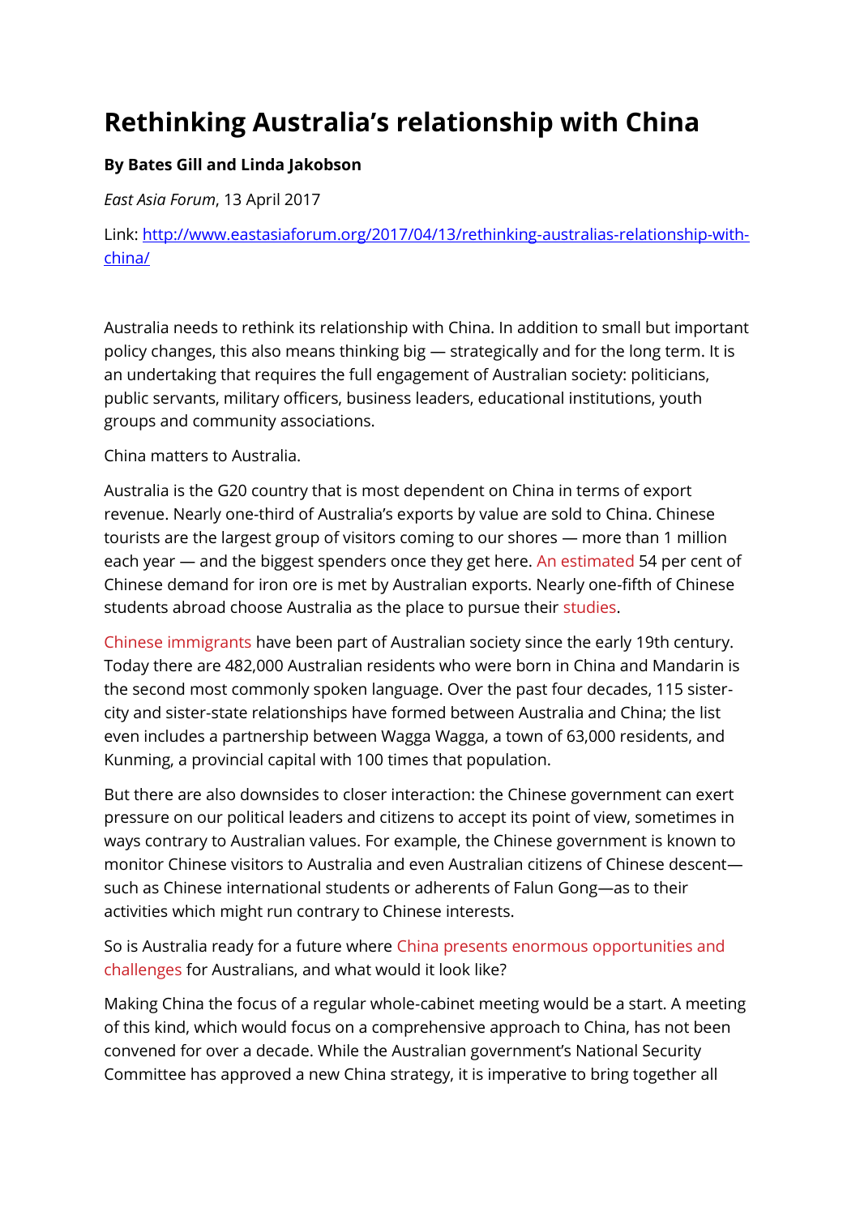# Rethinking Australia's relationship with China

**By Bates Gill and Linda Jakobson**

*East Asia Forum*, 13 April 2017

Link: [http://www.eastasiaforum.org/2017/04/13/rethinking-australias-relationship-with-china/](http://www.eastasiaforum.org/2017/04/13/rethinking-australias-relationship-with-china/)

Australia needs to rethink its relationship with China. In addition to small but important policy changes, this also means thinking big — strategically and for the long term. It is an undertaking that requires the full engagement of Australian society: politicians, public servants, military officers, business leaders, educational institutions, youth groups and community associations.

China matters to Australia.

Australia is the G20 country that is most dependent on China in terms of export revenue. Nearly one-third of Australia's exports by value are sold to China. Chinese tourists are the largest group of visitors coming to our shores — more than 1 million each year — and the biggest spenders once they get here. An estimated 54 per cent of Chinese demand for iron ore is met by Australian exports. Nearly one-fifth of Chinese students abroad choose Australia as the place to pursue their studies.

Chinese immigrants have been part of Australian society since the early 19th century. Today there are 482,000 Australian residents who were born in China and Mandarin is the second most commonly spoken language. Over the past four decades, 115 sister-city and sister-state relationships have formed between Australia and China; the list even includes a partnership between Wagga Wagga, a town of 63,000 residents, and Kunming, a provincial capital with 100 times that population.

But there are also downsides to closer interaction: the Chinese government can exert pressure on our political leaders and citizens to accept its point of view, sometimes in ways contrary to Australian values. For example, the Chinese government is known to monitor Chinese visitors to Australia and even Australian citizens of Chinese descent—such as Chinese international students or adherents of Falun Gong—as to their activities which might run contrary to Chinese interests.

So is Australia ready for a future where China presents enormous opportunities and challenges for Australians, and what would it look like?

Making China the focus of a regular whole-cabinet meeting would be a start. A meeting of this kind, which would focus on a comprehensive approach to China, has not been convened for over a decade. While the Australian government's National Security Committee has approved a new China strategy, it is imperative to bring together all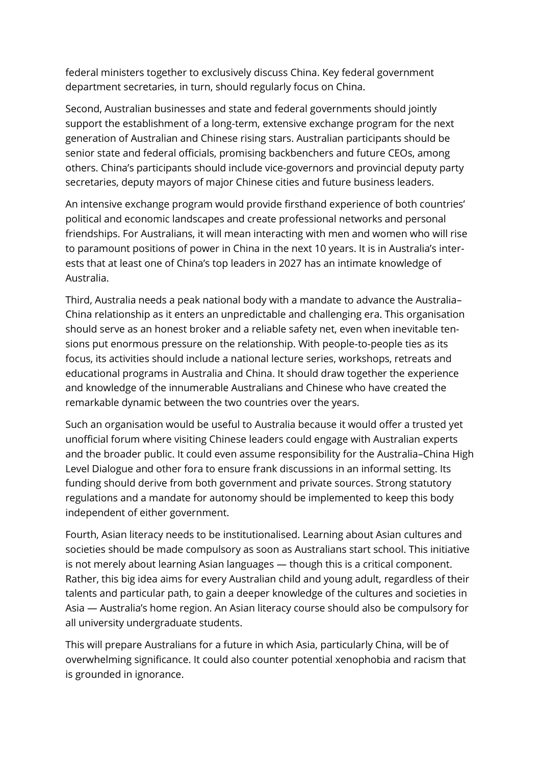federal ministers together to exclusively discuss China. Key federal government department secretaries, in turn, should regularly focus on China.

Second, Australian businesses and state and federal governments should jointly support the establishment of a long-term, extensive exchange program for the next generation of Australian and Chinese rising stars. Australian participants should be senior state and federal officials, promising backbenchers and future CEOs, among others. China's participants should include vice-governors and provincial deputy party secretaries, deputy mayors of major Chinese cities and future business leaders.

An intensive exchange program would provide firsthand experience of both countries' political and economic landscapes and create professional networks and personal friendships. For Australians, it will mean interacting with men and women who will rise to paramount positions of power in China in the next 10 years. It is in Australia's interests that at least one of China's top leaders in 2027 has an intimate knowledge of Australia.

Third, Australia needs a peak national body with a mandate to advance the Australia–China relationship as it enters an unpredictable and challenging era. This organisation should serve as an honest broker and a reliable safety net, even when inevitable tensions put enormous pressure on the relationship. With people-to-people ties as its focus, its activities should include a national lecture series, workshops, retreats and educational programs in Australia and China. It should draw together the experience and knowledge of the innumerable Australians and Chinese who have created the remarkable dynamic between the two countries over the years.

Such an organisation would be useful to Australia because it would offer a trusted yet unofficial forum where visiting Chinese leaders could engage with Australian experts and the broader public. It could even assume responsibility for the Australia–China High Level Dialogue and other fora to ensure frank discussions in an informal setting. Its funding should derive from both government and private sources. Strong statutory regulations and a mandate for autonomy should be implemented to keep this body independent of either government.

Fourth, Asian literacy needs to be institutionalised. Learning about Asian cultures and societies should be made compulsory as soon as Australians start school. This initiative is not merely about learning Asian languages — though this is a critical component. Rather, this big idea aims for every Australian child and young adult, regardless of their talents and particular path, to gain a deeper knowledge of the cultures and societies in Asia — Australia's home region. An Asian literacy course should also be compulsory for all university undergraduate students.

This will prepare Australians for a future in which Asia, particularly China, will be of overwhelming significance. It could also counter potential xenophobia and racism that is grounded in ignorance.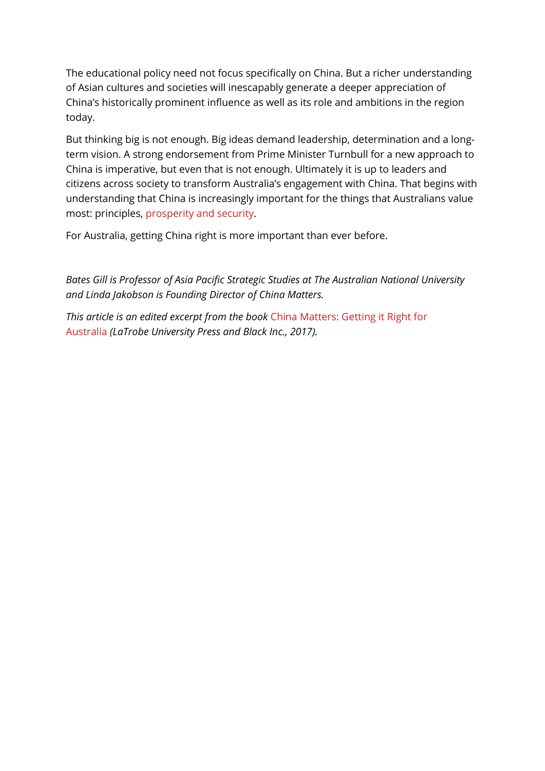The educational policy need not focus specifically on China. But a richer understanding of Asian cultures and societies will inescapably generate a deeper appreciation of China's historically prominent influence as well as its role and ambitions in the region today.

But thinking big is not enough. Big ideas demand leadership, determination and a long-term vision. A strong endorsement from Prime Minister Turnbull for a new approach to China is imperative, but even that is not enough. Ultimately it is up to leaders and citizens across society to transform Australia's engagement with China. That begins with understanding that China is increasingly important for the things that Australians value most: principles, prosperity and security.

For Australia, getting China right is more important than ever before.

*Bates Gill is Professor of Asia Pacific Strategic Studies at The Australian National University and Linda Jakobson is Founding Director of China Matters.*

*This article is an edited excerpt from the book* China Matters: Getting it Right for Australia *(LaTrobe University Press and Black Inc., 2017).*